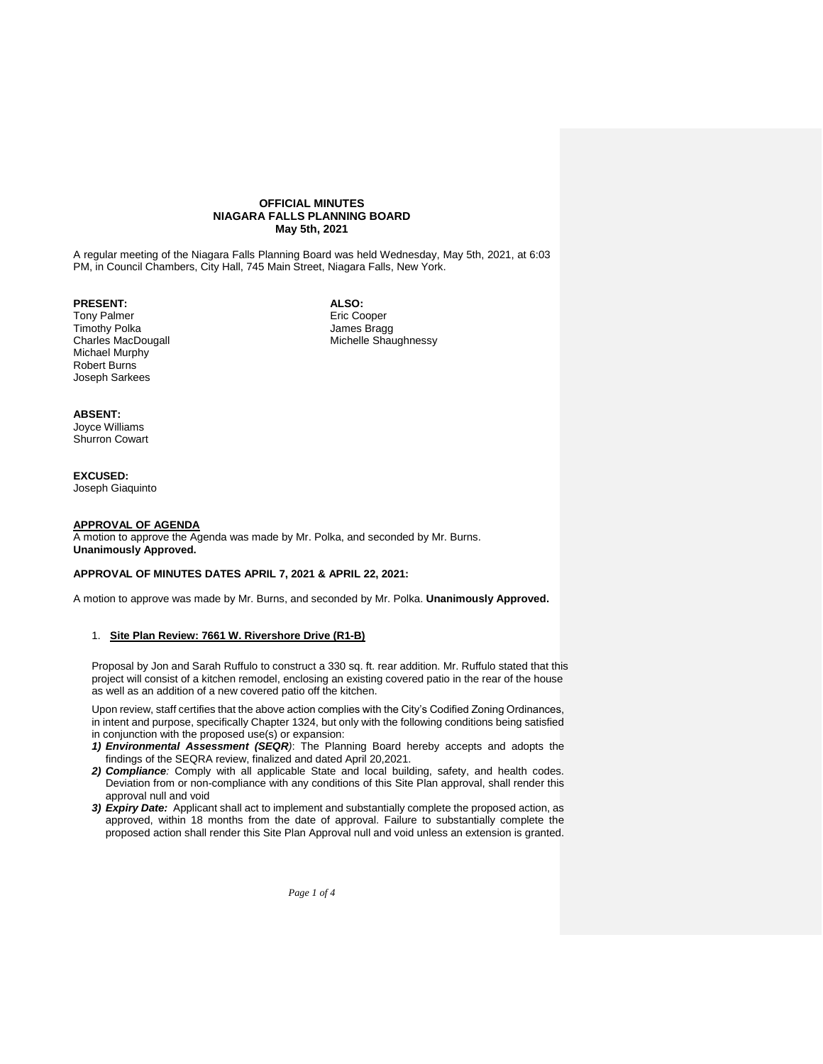**OFFICIAL MINUTES**
**NIAGARA FALLS PLANNING BOARD**
**May 5th, 2021**

A regular meeting of the Niagara Falls Planning Board was held Wednesday, May 5th, 2021, at 6:03 PM, in Council Chambers, City Hall, 745 Main Street, Niagara Falls, New York.

**PRESENT:**
Tony Palmer
Timothy Polka
Charles MacDougall
Michael Murphy
Robert Burns
Joseph Sarkees

**ALSO:**
Eric Cooper
James Bragg
Michelle Shaughnessy

**ABSENT:**
Joyce Williams
Shurron Cowart

**EXCUSED:**
Joseph Giaquinto

**APPROVAL OF AGENDA**

A motion to approve the Agenda was made by Mr. Polka, and seconded by Mr. Burns.
**Unanimously Approved.**

**APPROVAL OF MINUTES DATES APRIL 7, 2021 & APRIL 22, 2021:**

A motion to approve was made by Mr. Burns, and seconded by Mr. Polka. **Unanimously Approved.**

1. **Site Plan Review: 7661 W. Rivershore Drive (R1-B)**

Proposal by Jon and Sarah Ruffulo to construct a 330 sq. ft. rear addition. Mr. Ruffulo stated that this project will consist of a kitchen remodel, enclosing an existing covered patio in the rear of the house as well as an addition of a new covered patio off the kitchen.

Upon review, staff certifies that the above action complies with the City's Codified Zoning Ordinances, in intent and purpose, specifically Chapter 1324, but only with the following conditions being satisfied in conjunction with the proposed use(s) or expansion:

***1) Environmental Assessment (SEQR)***: The Planning Board hereby accepts and adopts the findings of the SEQRA review, finalized and dated April 20,2021.

***2) Compliance:*** Comply with all applicable State and local building, safety, and health codes. Deviation from or non-compliance with any conditions of this Site Plan approval, shall render this approval null and void

***3) Expiry Date:*** Applicant shall act to implement and substantially complete the proposed action, as approved, within 18 months from the date of approval. Failure to substantially complete the proposed action shall render this Site Plan Approval null and void unless an extension is granted.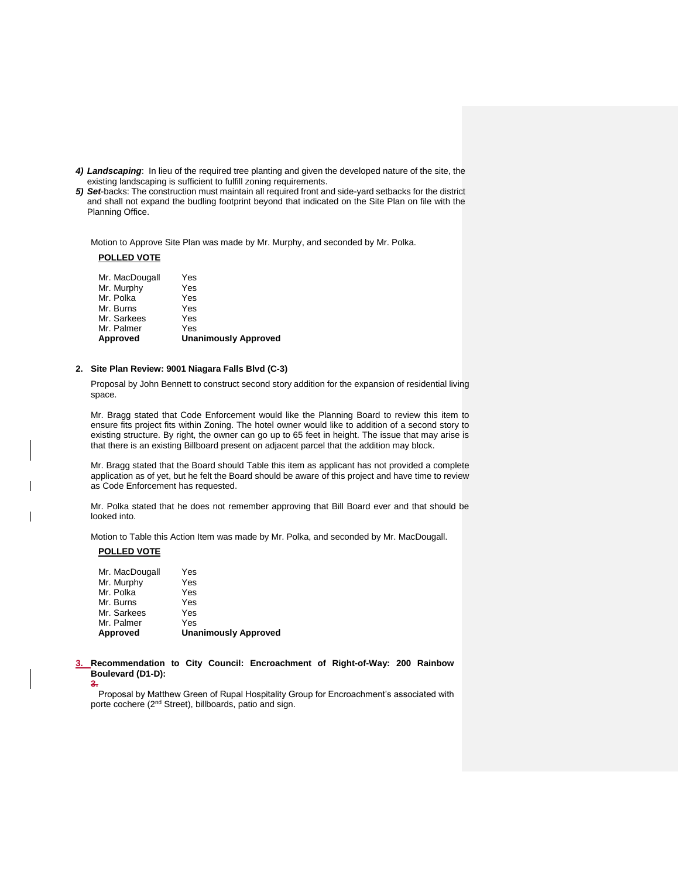4) ***Landscaping***: In lieu of the required tree planting and given the developed nature of the site, the existing landscaping is sufficient to fulfill zoning requirements.
5) ***Set***-backs: The construction must maintain all required front and side-yard setbacks for the district and shall not expand the budling footprint beyond that indicated on the Site Plan on file with the Planning Office.

Motion to Approve Site Plan was made by Mr. Murphy, and seconded by Mr. Polka.

**POLLED VOTE**

| | |
|---|---|
| Mr. MacDougall | Yes |
| Mr. Murphy | Yes |
| Mr. Polka | Yes |
| Mr. Burns | Yes |
| Mr. Sarkees | Yes |
| Mr. Palmer | Yes |
| **Approved** | **Unanimously Approved** |

**2. Site Plan Review: 9001 Niagara Falls Blvd (C-3)**

Proposal by John Bennett to construct second story addition for the expansion of residential living space.

Mr. Bragg stated that Code Enforcement would like the Planning Board to review this item to ensure fits project fits within Zoning. The hotel owner would like to addition of a second story to existing structure. By right, the owner can go up to 65 feet in height. The issue that may arise is that there is an existing Billboard present on adjacent parcel that the addition may block.

Mr. Bragg stated that the Board should Table this item as applicant has not provided a complete application as of yet, but he felt the Board should be aware of this project and have time to review as Code Enforcement has requested.

Mr. Polka stated that he does not remember approving that Bill Board ever and that should be looked into.

Motion to Table this Action Item was made by Mr. Polka, and seconded by Mr. MacDougall.

**POLLED VOTE**

| | |
|---|---|
| Mr. MacDougall | Yes |
| Mr. Murphy | Yes |
| Mr. Polka | Yes |
| Mr. Burns | Yes |
| Mr. Sarkees | Yes |
| Mr. Palmer | Yes |
| **Approved** | **Unanimously Approved** |

**3. Recommendation to City Council: Encroachment of Right-of-Way: 200 Rainbow Boulevard (D1-D):**

Proposal by Matthew Green of Rupal Hospitality Group for Encroachment's associated with porte cochere (2nd Street), billboards, patio and sign.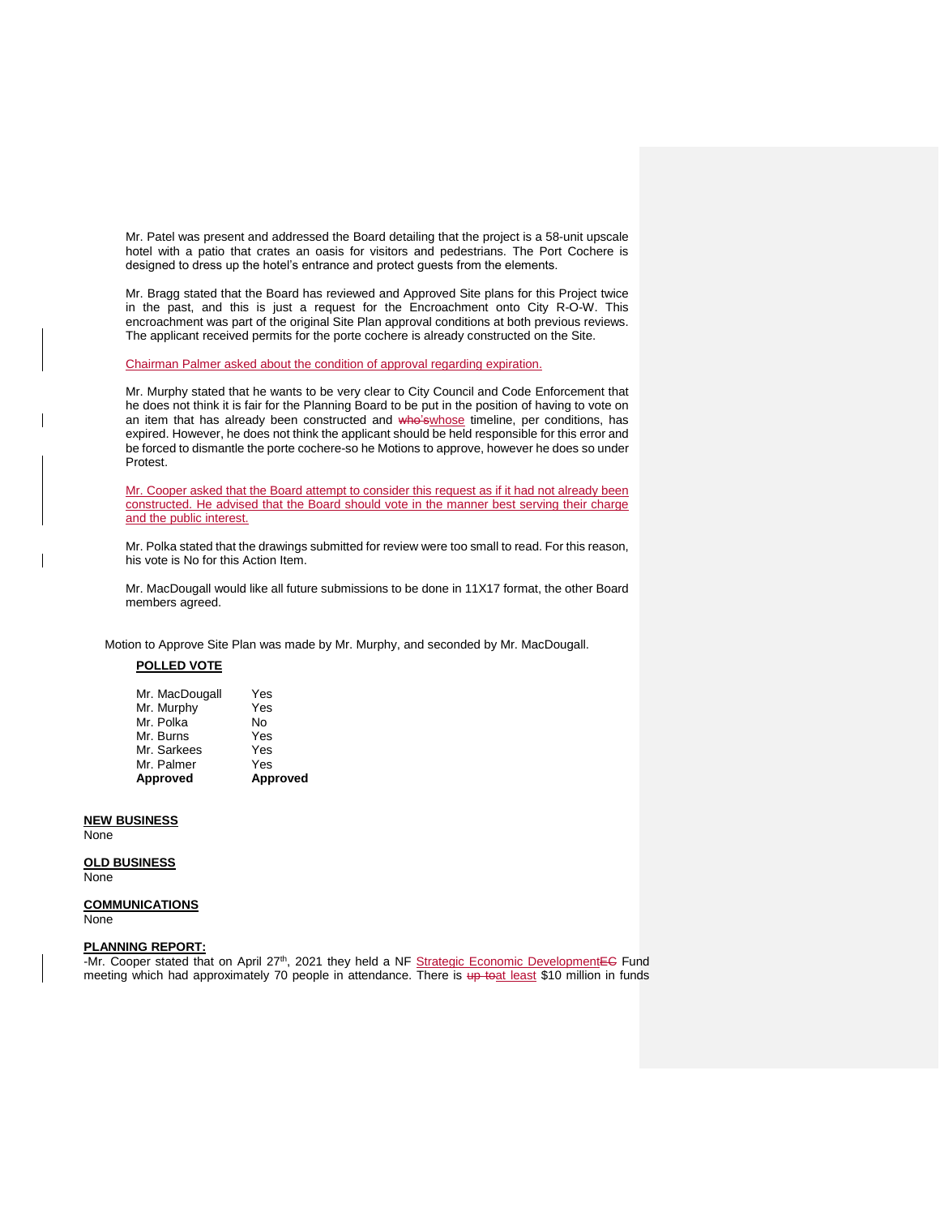Mr. Patel was present and addressed the Board detailing that the project is a 58-unit upscale hotel with a patio that crates an oasis for visitors and pedestrians. The Port Cochere is designed to dress up the hotel's entrance and protect guests from the elements.

Mr. Bragg stated that the Board has reviewed and Approved Site plans for this Project twice in the past, and this is just a request for the Encroachment onto City R-O-W. This encroachment was part of the original Site Plan approval conditions at both previous reviews. The applicant received permits for the porte cochere is already constructed on the Site.

Chairman Palmer asked about the condition of approval regarding expiration.

Mr. Murphy stated that he wants to be very clear to City Council and Code Enforcement that he does not think it is fair for the Planning Board to be put in the position of having to vote on an item that has already been constructed and ~~who's~~whose timeline, per conditions, has expired. However, he does not think the applicant should be held responsible for this error and be forced to dismantle the porte cochere-so he Motions to approve, however he does so under Protest.

Mr. Cooper asked that the Board attempt to consider this request as if it had not already been constructed. He advised that the Board should vote in the manner best serving their charge and the public interest.

Mr. Polka stated that the drawings submitted for review were too small to read. For this reason, his vote is No for this Action Item.

Mr. MacDougall would like all future submissions to be done in 11X17 format, the other Board members agreed.

Motion to Approve Site Plan was made by Mr. Murphy, and seconded by Mr. MacDougall.

**POLLED VOTE**

| | |
|---|---|
| Mr. MacDougall | Yes |
| Mr. Murphy | Yes |
| Mr. Polka | No |
| Mr. Burns | Yes |
| Mr. Sarkees | Yes |
| Mr. Palmer | Yes |
| **Approved** | **Approved** |

**NEW BUSINESS**
None

**OLD BUSINESS**
None

**COMMUNICATIONS**
None

**PLANNING REPORT:**
-Mr. Cooper stated that on April 27th, 2021 they held a NF Strategic Economic Development~~EC~~ Fund meeting which had approximately 70 people in attendance. There is ~~up to~~at least $10 million in funds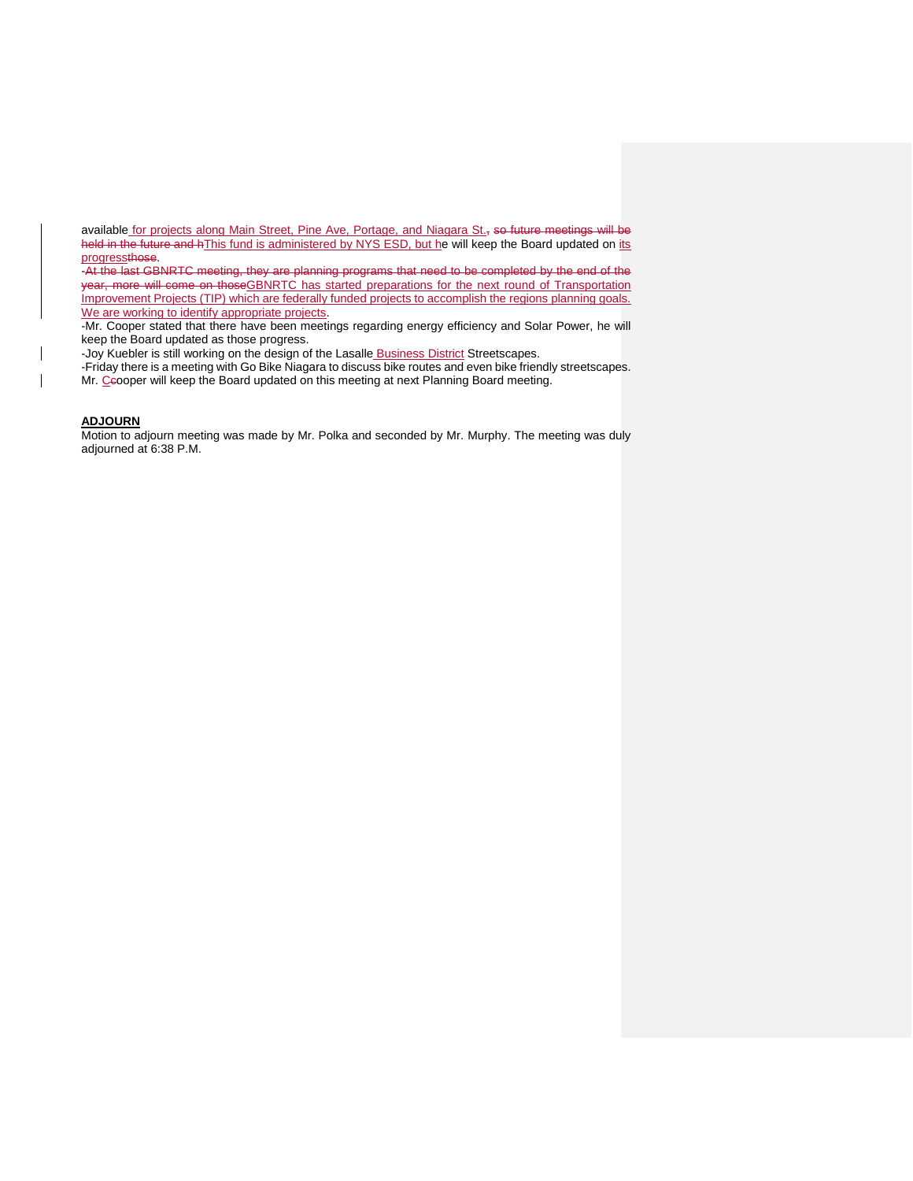available for projects along Main Street, Pine Ave, Portage, and Niagara St.~~,~~ ~~so future meetings will be held in the future and h~~This fund is administered by NYS ESD, but he will keep the Board updated on its progress~~those~~.

-~~At the last GBNRTC meeting, they are planning programs that need to be completed by the end of the year, more will come on those~~GBNRTC has started preparations for the next round of Transportation Improvement Projects (TIP) which are federally funded projects to accomplish the regions planning goals. We are working to identify appropriate projects.

-Mr. Cooper stated that there have been meetings regarding energy efficiency and Solar Power, he will keep the Board updated as those progress.

-Joy Kuebler is still working on the design of the Lasalle Business District Streetscapes.

-Friday there is a meeting with Go Bike Niagara to discuss bike routes and even bike friendly streetscapes. Mr. C~~c~~ooper will keep the Board updated on this meeting at next Planning Board meeting.

**ADJOURN**

Motion to adjourn meeting was made by Mr. Polka and seconded by Mr. Murphy. The meeting was duly adjourned at 6:38 P.M.